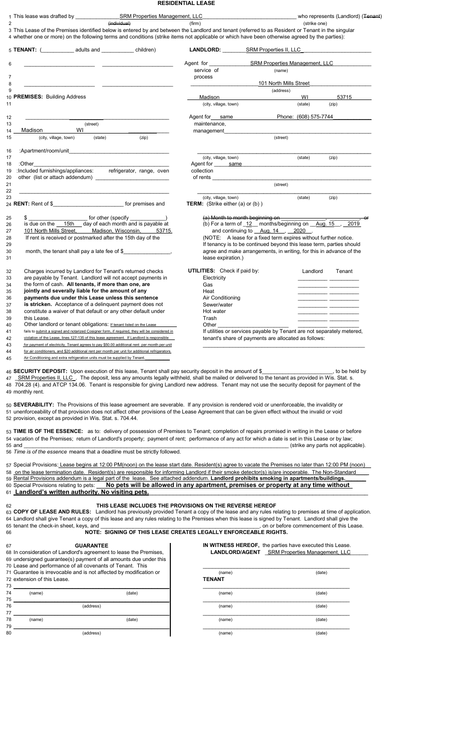# RESIDENTIAL LEASE

1 This lease was drafted by \_\_\_\_\_\_\_\_\_\_ SRM Properties Management, LLC \_\_\_\_\_\_\_\_\_\_ who represents (Landlord) (~~Tenant~~)
2 (~~individual~~) (firm) (strike one)
3 This Lease of the Premises identified below is entered by and between the Landlord and tenant (referred to as Resident or Tenant in the singular
4 whether one or more) on the following terms and conditions (strike items not applicable or which have been otherwise agreed by the parties):

5 **TENANT:** (\_\_\_\_\_\_\_\_ adults and \_\_\_\_\_\_\_\_ children)
6 \_\_\_\_\_\_\_\_\_\_\_\_\_\_\_\_\_\_\_\_ \_\_\_\_\_\_\_\_\_\_\_\_\_\_\_\_\_\_\_\_
7
8 \_\_\_\_\_\_\_\_\_\_\_\_\_\_\_\_\_\_\_\_ \_\_\_\_\_\_\_\_\_\_\_\_\_\_\_\_\_\_\_\_
9
10 **PREMISES:** Building Address
11
12 \_\_\_\_\_\_\_\_\_\_\_\_\_\_\_\_\_\_\_\_\_\_\_\_\_\_\_\_\_\_
13 (street)
14 Madison WI \_\_\_\_\_\_
15 (city, village, town) (state) (zip)
16 :Apartment/room/unit\_\_\_\_\_\_\_\_\_\_\_\_\_\_\_\_\_\_\_\_
17
18 :Other\_\_\_\_\_\_\_\_\_\_\_\_\_\_\_\_\_\_\_\_\_\_\_\_\_\_\_\_
19 :Included furnishings/appliances: refrigerator, range, oven
20 other (list or attach addendum) \_\_\_\_\_\_\_\_\_\_\_\_\_\_\_\_\_\_
21
22 \_\_\_\_\_\_\_\_\_\_\_\_\_\_\_\_\_\_\_\_\_\_\_\_\_\_\_\_\_\_
23
24 **RENT:** Rent of $\_\_\_\_\_\_\_\_\_\_\_\_\_\_\_\_ for premises and
25 $ \_\_\_\_\_\_\_\_\_\_\_\_ for other (specify \_\_\_\_\_\_\_\_)
26 is due on the 15th day of each month and is payable at
27 101 North Mills Street, Madison, Wisconsin, 53715.
28 If rent is received or postmarked after the 15th day of the
29
30 month, the tenant shall pay a late fee of $\_\_\_\_\_\_\_\_\_\_\_\_,
31
32 Charges incurred by Landlord for Tenant's returned checks
33 are payable by Tenant. Landlord will not accept payments in
34 the form of cash. **All tenants, if more than one, are**
35 **jointly and severally liable for the amount of any**
36 **payments due under this Lease unless this sentence**
37 **is stricken.** Acceptance of a delinquent payment does not
38 constitute a waiver of that default or any other default under
39 this Lease.
40 Other landlord or tenant obligations: If tenant listed on the Lease
41 fails to submit a signed and notarized Cosigner form, if required, they will be considered in
42 violation of the Lease, lines 127-135 of this lease agreement. If Landlord is responsible
43 for payment of electricity, Tenant agrees to pay $50.00 additional rent per month per unit
44 for air conditioners, and $20 additional rent per month per unit for additional refrigerators.
45 Air Conditioning and extra refrigeration units must be supplied by Tenant.

**LANDLORD:** SRM Properties II, LLC

Agent for service of process: SRM Properties Management, LLC (name)
101 North Mills Street (address)
Madison (city, village, town) WI (state) 53715 (zip)

Agent for maintenance, management: same Phone: (608) 575-7744
\_\_\_\_\_\_\_\_\_\_\_\_\_\_\_\_\_\_\_\_ (street)
\_\_\_\_\_\_\_\_\_\_\_\_\_\_\_\_\_\_\_\_ (city, village, town) (state) (zip)

Agent for collection of rents: same
\_\_\_\_\_\_\_\_\_\_\_\_\_\_\_\_\_\_\_\_ (street)
\_\_\_\_\_\_\_\_\_\_\_\_\_\_\_\_\_\_\_\_ (city, village, town) (state) (zip)

**TERM:** (Strike either (a) or (b) )

~~(a) Month-to-month beginning on \_\_\_\_\_\_\_\_\_\_, \_\_\_\_\_\_\_\_, or~~
(b) For a term of 12 months/beginning on Aug. 15, 2019 and continuing to Aug. 14, 2020.
(NOTE: A lease for a fixed term expires without further notice. If tenancy is to be continued beyond this lease term, parties should agree and make arrangements, in writing, for this in advance of the lease expiration.)

**UTILITIES:** Check if paid by:

| | Landlord | Tenant |
|---|---|---|
| Electricity | | |
| Gas | | |
| Heat | | |
| Air Conditioning | | |
| Sewer/water | | |
| Hot water | | |
| Trash | | |
| Other \_\_\_\_\_\_\_\_ | | |

If utilities or services payable by Tenant are not separately metered, tenant's share of payments are allocated as follows:
\_\_\_\_\_\_\_\_\_\_\_\_\_\_\_\_\_\_\_\_\_\_\_\_\_\_\_\_\_\_

46 **SECURITY DEPOSIT:** Upon execution of this lease, Tenant shall pay security deposit in the amount of $\_\_\_\_\_\_\_\_\_\_\_\_\_\_\_\_, to be held by
47 SRM Properties II, LLC . The deposit, less any amounts legally withheld, shall be mailed or delivered to the tenant as provided in Wis. Stat. s.
48 704.28 (4). and ATCP 134.06. Tenant is responsible for giving Landlord new address. Tenant may not use the security deposit for payment of the
49 monthly rent.

50 **SEVERABILITY:** The Provisions of this lease agreement are severable. If any provision is rendered void or unenforceable, the invalidity or
51 unenforceability of that provision does not affect other provisions of the Lease Agreement that can be given effect without the invalid or void
52 provision, except as provided in Wis. Stat. s. 704.44.

53 **TIME IS OF THE ESSENCE:** as to: delivery of possession of Premises to Tenant; completion of repairs promised in writing in the Lease or before
54 vacation of the Premises; return of Landlord's property; payment of rent; performance of any act for which a date is set in this Lease or by law;
55 and \_\_\_\_\_\_\_\_\_\_\_\_\_\_\_\_\_\_\_\_\_\_\_\_\_\_\_\_\_\_ (strike any parts not applicable).
56 *Time is of the essence means that a deadline must be strictly followed.*

57 Special Provisions: Lease begins at 12:00 PM(noon) on the lease start date. Resident(s) agree to vacate the Premises no later than 12:00 PM (noon)
58 on the lease termination date. Resident(s) are responsible for informing Landlord if their smoke detector(s) is/are inoperable. The Non-Standard
59 Rental Provisions addendum is a legal part of the lease. See attached addendum. **Landlord prohibits smoking in apartments/buildings.**
60 Special Provisions relating to pets: **No pets will be allowed in any apartment, premises or property at any time without**
61 **Landlord's written authority. No visiting pets.**

62 **THIS LEASE INCLUDES THE PROVISIONS ON THE REVERSE HEREOF**

63 **COPY OF LEASE AND RULES:** Landlord has previously provided Tenant a copy of the lease and any rules relating to premises at time of application.
64 Landlord shall give Tenant a copy of this lease and any rules relating to the Premises when this lease is signed by Tenant. Landlord shall give the
65 tenant the check-in sheet, keys, and \_\_\_\_\_\_\_\_\_\_\_\_\_\_\_\_\_\_\_\_, on or before commencement of this Lease.
66 **NOTE: SIGNING OF THIS LEASE CREATES LEGALLY ENFORCEABLE RIGHTS.**

67 **GUARANTEE**
68 In consideration of Landlord's agreement to lease the Premises,
69 undersigned guarantee(s) payment of all amounts due under this
70 Lease and performance of all covenants of Tenant. This
71 Guarantee is irrevocable and is not affected by modification or
72 extension of this Lease.
73 \_\_\_\_\_\_\_\_\_\_\_\_\_\_\_\_\_\_\_\_
74 (name) (date)
75 \_\_\_\_\_\_\_\_\_\_\_\_\_\_\_\_\_\_\_\_
76 (address)
77 \_\_\_\_\_\_\_\_\_\_\_\_\_\_\_\_\_\_\_\_
78 (name) (date)
79 \_\_\_\_\_\_\_\_\_\_\_\_\_\_\_\_\_\_\_\_
80 (address)

**IN WITNESS HEREOF,** the parties have executed this Lease.
**LANDLORD/AGENT** SRM Properties Management, LLC

\_\_\_\_\_\_\_\_\_\_\_\_\_\_\_\_\_\_\_\_
(name) (date)

**TENANT**

\_\_\_\_\_\_\_\_\_\_\_\_\_\_\_\_\_\_\_\_
(name) (date)
\_\_\_\_\_\_\_\_\_\_\_\_\_\_\_\_\_\_\_\_
(name) (date)
\_\_\_\_\_\_\_\_\_\_\_\_\_\_\_\_\_\_\_\_
(name) (date)
\_\_\_\_\_\_\_\_\_\_\_\_\_\_\_\_\_\_\_\_
(name) (date)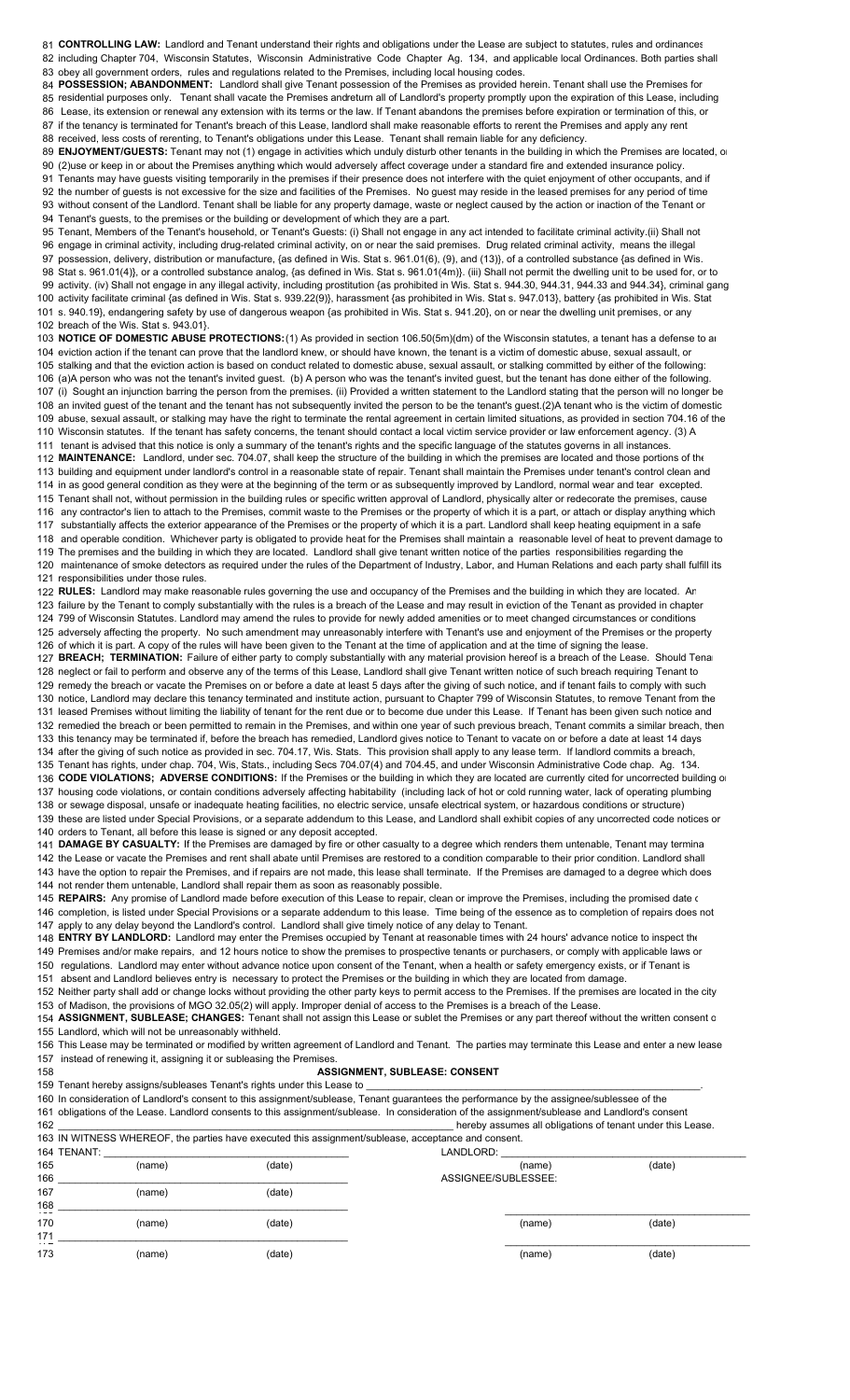**CONTROLLING LAW:** Landlord and Tenant understand their rights and obligations under the Lease are subject to statutes, rules and ordinances including Chapter 704, Wisconsin Statutes, Wisconsin Administrative Code Chapter Ag. 134, and applicable local Ordinances. Both parties shall obey all government orders, rules and regulations related to the Premises, including local housing codes.

**POSSESSION; ABANDONMENT:** Landlord shall give Tenant possession of the Premises as provided herein. Tenant shall use the Premises for residential purposes only. Tenant shall vacate the Premises andreturn all of Landlord's property promptly upon the expiration of this Lease, including Lease, its extension or renewal any extension with its terms or the law. If Tenant abandons the premises before expiration or termination of this, or if the tenancy is terminated for Tenant's breach of this Lease, landlord shall make reasonable efforts to rerent the Premises and apply any rent received, less costs of rerenting, to Tenant's obligations under this Lease. Tenant shall remain liable for any deficiency.

**ENJOYMENT/GUESTS:** Tenant may not (1) engage in activities which unduly disturb other tenants in the building in which the Premises are located, or (2)use or keep in or about the Premises anything which would adversely affect coverage under a standard fire and extended insurance policy. Tenants may have guests visiting temporarily in the premises if their presence does not interfere with the quiet enjoyment of other occupants, and if the number of guests is not excessive for the size and facilities of the Premises. No guest may reside in the leased premises for any period of time without consent of the Landlord. Tenant shall be liable for any property damage, waste or neglect caused by the action or inaction of the Tenant or Tenant's guests, to the premises or the building or development of which they are a part.

Tenant, Members of the Tenant's household, or Tenant's Guests: (i) Shall not engage in any act intended to facilitate criminal activity.(ii) Shall not engage in criminal activity, including drug-related criminal activity, on or near the said premises. Drug related criminal activity, means the illegal possession, delivery, distribution or manufacture, {as defined in Wis. Stat s. 961.01(6), (9), and (13)}, of a controlled substance {as defined in Wis. Stat s. 961.01(4)}, or a controlled substance analog, {as defined in Wis. Stat s. 961.01(4m)}. (iii) Shall not permit the dwelling unit to be used for, or to activity. (iv) Shall not engage in any illegal activity, including prostitution {as prohibited in Wis. Stat s. 944.30, 944.31, 944.33 and 944.34}, criminal gang activity facilitate criminal {as defined in Wis. Stat s. 939.22(9)}, harassment {as prohibited in Wis. Stat s. 947.013}, battery {as prohibited in Wis. Stat s. 940.19}, endangering safety by use of dangerous weapon {as prohibited in Wis. Stat s. 941.20}, on or near the dwelling unit premises, or any breach of the Wis. Stat s. 943.01}.

**NOTICE OF DOMESTIC ABUSE PROTECTIONS:**(1) As provided in section 106.50(5m)(dm) of the Wisconsin statutes, a tenant has a defense to an eviction action if the tenant can prove that the landlord knew, or should have known, the tenant is a victim of domestic abuse, sexual assault, or stalking and that the eviction action is based on conduct related to domestic abuse, sexual assault, or stalking committed by either of the following: (a)A person who was not the tenant's invited guest. (b) A person who was the tenant's invited guest, but the tenant has done either of the following. (i) Sought an injunction barring the person from the premises. (ii) Provided a written statement to the Landlord stating that the person will no longer be an invited guest of the tenant and the tenant has not subsequently invited the person to be the tenant's guest.(2)A tenant who is the victim of domestic abuse, sexual assault, or stalking may have the right to terminate the rental agreement in certain limited situations, as provided in section 704.16 of the Wisconsin statutes. If the tenant has safety concerns, the tenant should contact a local victim service provider or law enforcement agency. (3) A tenant is advised that this notice is only a summary of the tenant's rights and the specific language of the statutes governs in all instances.

**MAINTENANCE:** Landlord, under sec. 704.07, shall keep the structure of the building in which the premises are located and those portions of the building and equipment under landlord's control in a reasonable state of repair. Tenant shall maintain the Premises under tenant's control clean and in as good general condition as they were at the beginning of the term or as subsequently improved by Landlord, normal wear and tear excepted. Tenant shall not, without permission in the building rules or specific written approval of Landlord, physically alter or redecorate the premises, cause any contractor's lien to attach to the Premises, commit waste to the Premises or the property of which it is a part, or attach or display anything which substantially affects the exterior appearance of the Premises or the property of which it is a part. Landlord shall keep heating equipment in a safe and operable condition. Whichever party is obligated to provide heat for the Premises shall maintain a reasonable level of heat to prevent damage to The premises and the building in which they are located. Landlord shall give tenant written notice of the parties responsibilities regarding the maintenance of smoke detectors as required under the rules of the Department of Industry, Labor, and Human Relations and each party shall fulfill its responsibilities under those rules.

**RULES:** Landlord may make reasonable rules governing the use and occupancy of the Premises and the building in which they are located. Any failure by the Tenant to comply substantially with the rules is a breach of the Lease and may result in eviction of the Tenant as provided in chapter 799 of Wisconsin Statutes. Landlord may amend the rules to provide for newly added amenities or to meet changed circumstances or conditions adversely affecting the property. No such amendment may unreasonably interfere with Tenant's use and enjoyment of the Premises or the property of which it is part. A copy of the rules will have been given to the Tenant at the time of application and at the time of signing the lease.

**BREACH; TERMINATION:** Failure of either party to comply substantially with any material provision hereof is a breach of the Lease. Should Tenant neglect or fail to perform and observe any of the terms of this Lease, Landlord shall give Tenant written notice of such breach requiring Tenant to remedy the breach or vacate the Premises on or before a date at least 5 days after the giving of such notice, and if tenant fails to comply with such notice, Landlord may declare this tenancy terminated and institute action, pursuant to Chapter 799 of Wisconsin Statutes, to remove Tenant from the leased Premises without limiting the liability of tenant for the rent due or to become due under this Lease. If Tenant has been given such notice and remedied the breach or been permitted to remain in the Premises, and within one year of such previous breach, Tenant commits a similar breach, then this tenancy may be terminated if, before the breach has remedied, Landlord gives notice to Tenant to vacate on or before a date at least 14 days after the giving of such notice as provided in sec. 704.17, Wis. Stats. This provision shall apply to any lease term. If landlord commits a breach, Tenant has rights, under chap. 704, Wis, Stats., including Secs 704.07(4) and 704.45, and under Wisconsin Administrative Code chap. Ag. 134.

**CODE VIOLATIONS; ADVERSE CONDITIONS:** If the Premises or the building in which they are located are currently cited for uncorrected building or housing code violations, or contain conditions adversely affecting habitability (including lack of hot or cold running water, lack of operating plumbing or sewage disposal, unsafe or inadequate heating facilities, no electric service, unsafe electrical system, or hazardous conditions or structure) these are listed under Special Provisions, or a separate addendum to this Lease, and Landlord shall exhibit copies of any uncorrected code notices or orders to Tenant, all before this lease is signed or any deposit accepted.

**DAMAGE BY CASUALTY:** If the Premises are damaged by fire or other casualty to a degree which renders them untenable, Tenant may terminate the Lease or vacate the Premises and rent shall abate until Premises are restored to a condition comparable to their prior condition. Landlord shall have the option to repair the Premises, and if repairs are not made, this lease shall terminate. If the Premises are damaged to a degree which does not render them untenable, Landlord shall repair them as soon as reasonably possible.

**REPAIRS:** Any promise of Landlord made before execution of this Lease to repair, clean or improve the Premises, including the promised date of completion, is listed under Special Provisions or a separate addendum to this lease. Time being of the essence as to completion of repairs does not apply to any delay beyond the Landlord's control. Landlord shall give timely notice of any delay to Tenant.

**ENTRY BY LANDLORD:** Landlord may enter the Premises occupied by Tenant at reasonable times with 24 hours' advance notice to inspect the Premises and/or make repairs, and 12 hours notice to show the premises to prospective tenants or purchasers, or comply with applicable laws or regulations. Landlord may enter without advance notice upon consent of the Tenant, when a health or safety emergency exists, or if Tenant is absent and Landlord believes entry is necessary to protect the Premises or the building in which they are located from damage.

Neither party shall add or change locks without providing the other party keys to permit access to the Premises. If the premises are located in the city of Madison, the provisions of MGO 32.05(2) will apply. Improper denial of access to the Premises is a breach of the Lease.

**ASSIGNMENT, SUBLEASE; CHANGES:** Tenant shall not assign this Lease or sublet the Premises or any part thereof without the written consent of Landlord, which will not be unreasonably withheld.

This Lease may be terminated or modified by written agreement of Landlord and Tenant. The parties may terminate this Lease and enter a new lease instead of renewing it, assigning it or subleasing the Premises.

**ASSIGNMENT, SUBLEASE: CONSENT**

Tenant hereby assigns/subleases Tenant's rights under this Lease to ______________________________.

In consideration of Landlord's consent to this assignment/sublease, Tenant guarantees the performance by the assignee/sublessee of the obligations of the Lease. Landlord consents to this assignment/sublease. In consideration of the assignment/sublease and Landlord's consent ______________________________ hereby assumes all obligations of tenant under this Lease.

IN WITNESS WHEREOF, the parties have executed this assignment/sublease, acceptance and consent.

TENANT: ______________________________ LANDLORD: ______________________________
(name) (date) (name) (date)

______________________________ ASSIGNEE/SUBLESSEE:
(name) (date)

______________________________ ______________________________
(name) (date) (name) (date)

______________________________ ______________________________
(name) (date) (name) (date)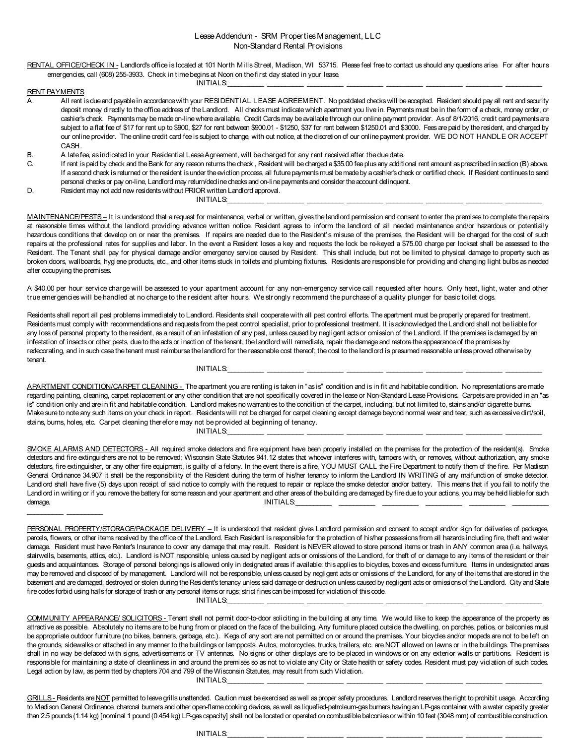Lease Addendum - SRM Properties Management, LLC
Non-Standard Rental Provisions

RENTAL OFFICE/CHECK IN - Landlord's office is located at 101 North Mills Street, Madison, WI 53715. Please feel free to contact us should any questions arise. For after hours emergencies, call (608) 255-3933. Check in time begins at Noon on the first day stated in your lease.

INITIALS:_________ _________ _________ _________ _________ _________ _________ _________

RENT PAYMENTS

A. All rent is due and payable in accordance with your RESIDENTIAL LEASE AGREEMENT. No postdated checks will be accepted. Resident should pay all rent and security deposit money directly to the office address of the Landlord. All checks must indicate which apartment you live in. Payments must be in the form of a check, money order, or cashier's check. Payments may be made on-line where available. Credit Cards may be available through our online payment provider. As of 8/1/2016, credit card payments are subject to a flat fee of $17 for rent up to $900, $27 for rent between $900.01 - $1250, $37 for rent between $1250.01 and $3000. Fees are paid by the resident, and charged by our online provider. The online credit card fee is subject to change, with out notice, at the discretion of our online payment provider. WE DO NOT HANDLE OR ACCEPT CASH.

B. A late fee, as indicated in your Residential Lease Agreement, will be charged for any rent received after the due date.

C. If rent is paid by check and the Bank for any reason returns the check , Resident will be charged a $35.00 fee plus any additional rent amount as prescribed in section (B) above. If a second check is returned or the resident is under the eviction process, all future payments must be made by a cashier's check or certified check. If Resident continues to send personal checks or pay on-line, Landlord may return/decline checks and on-line payments and consider the account delinquent.

D. Resident may not add new residents without PRIOR written Landlord approval.

INITIALS:_________ _________ _________ _________ _________ _________ _________ _________

MAINTENANCE/PESTS – It is understood that a request for maintenance, verbal or written, gives the landlord permission and consent to enter the premises to complete the repairs at reasonable times without the landlord providing advance written notice. Resident agrees to inform the landlord of all needed maintenance and/or hazardous or potentially hazardous conditions that develop on or near the premises. If repairs are needed due to the Resident's misuse of the premises, the Resident will be charged for the cost of such repairs at the professional rates for supplies and labor. In the event a Resident loses a key and requests the lock be re-keyed a $75.00 charge per lockset shall be assessed to the Resident. The Tenant shall pay for physical damage and/or emergency service caused by Resident. This shall include, but not be limited to physical damage to property such as broken doors, wallboards, hygiene products, etc., and other items stuck in toilets and plumbing fixtures. Residents are responsible for providing and changing light bulbs as needed after occupying the premises.

A $40.00 per hour service charge will be assessed to your apartment account for any non-emergency service call requested after hours. Only heat, light, water and other true emergencies will be handled at no charge to the resident after hours. We strongly recommend the purchase of a quality plunger for basic toilet clogs.

Residents shall report all pest problems immediately to Landlord. Residents shall cooperate with all pest control efforts. The apartment must be properly prepared for treatment. Residents must comply with recommendations and requests from the pest control specialist, prior to professional treatment. It is acknowledged the Landlord shall not be liable for any loss of personal property to the resident, as a result of an infestation of any pest, unless caused by negligent acts or omission of the Landlord. If the premises is damaged by an infestation of insects or other pests, due to the acts or inaction of the tenant, the landlord will remediate, repair the damage and restore the appearance of the premises by redecorating, and in such case the tenant must reimburse the landlord for the reasonable cost thereof; the cost to the landlord is presumed reasonable unless proved otherwise by tenant.

INITIALS:_________ _________ _________ _________ _________ _________ _________ _________

APARTMENT CONDITION/CARPET CLEANING - The apartment you are renting is taken in "as is" condition and is in fit and habitable condition. No representations are made regarding painting, cleaning, carpet replacement or any other condition that are not specifically covered in the lease or Non-Standard Lease Provisions. Carpets are provided in an "as is" condition only and are in fit and habitable condition. Landlord makes no warranties to the condition of the carpet, including, but not limited to, stains and/or cigarette burns. Make sure to note any such items on your check in report. Residents will not be charged for carpet cleaning except damage beyond normal wear and tear, such as excessive dirt/soil, stains, burns, holes, etc. Carpet cleaning therefore may not be provided at beginning of tenancy.

INITIALS:_________ _________ _________ _________ _________ _________ _________ _________

SMOKE ALARMS AND DETECTORS - All required smoke detectors and fire equipment have been properly installed on the premises for the protection of the resident(s). Smoke detectors and fire extinguishers are not to be removed; Wisconsin State Statutes 941.12 states that whoever interferes with, tampers with, or removes, without authorization, any smoke detectors, fire extinguisher, or any other fire equipment, is guilty of a felony. In the event there is a fire, YOU MUST CALL the Fire Department to notify them of the fire. Per Madison General Ordinance 34.907 it shall be the responsibility of the Resident during the term of his/her tenancy to inform the Landlord IN WRITING of any malfunction of smoke detector. Landlord shall have five (5) days upon receipt of said notice to comply with the request to repair or replace the smoke detector and/or battery. This means that if you fail to notify the Landlord in writing or if you remove the battery for some reason and your apartment and other areas of the building are damaged by fire due to your actions, you may be held liable for such damage.

INITIALS:_________ _________ _________ _________ _________ _________ _________ _________

PERSONAL PROPERTY/STORAGE/PACKAGE DELIVERY – It is understood that resident gives Landlord permission and consent to accept and/or sign for deliveries of packages, parcels, flowers, or other items received by the office of the Landlord. Each Resident is responsible for the protection of his/her possessions from all hazards including fire, theft and water damage. Resident must have Renter's Insurance to cover any damage that may result. Resident is NEVER allowed to store personal items or trash in ANY common area (i.e. hallways, stairwells, basements, attics, etc.). Landlord is NOT responsible, unless caused by negligent acts or omissions of the Landlord, for theft of or damage to any items of the resident or their guests and acquaintances. Storage of personal belongings is allowed only in designated areas if available: this applies to bicycles, boxes and excess furniture. Items in undesignated areas may be removed and disposed of by management. Landlord will not be responsible, unless caused by negligent acts or omissions of the Landlord, for any of the items that are stored in the basement and are damaged, destroyed or stolen during the Resident's tenancy unless said damage or destruction unless caused by negligent acts or omissions of the Landlord. City and State fire codes forbid using halls for storage of trash or any personal items or rugs; strict fines can be imposed for violation of this code.

INITIALS:_________ _________ _________ _________ _________ _________ _________ _________

COMMUNITY APPEARANCE/ SOLICITORS - Tenant shall not permit door-to-door soliciting in the building at any time. We would like to keep the appearance of the property as attractive as possible. Absolutely no items are to be hung from or placed on the face of the building. Any furniture placed outside the dwelling, on porches, patios, or balconies must be appropriate outdoor furniture (no bikes, banners, garbage, etc.). Kegs of any sort are not permitted on or around the premises. Your bicycles and/or mopeds are not to be left on the grounds, sidewalks or attached in any manner to the buildings or lampposts. Autos, motorcycles, trucks, trailers, etc. are NOT allowed on lawns or in the buildings. The premises shall in no way be defaced with signs, advertisements or TV antennas. No signs or other displays are to be placed in windows or on any exterior walls or partitions. Resident is responsible for maintaining a state of cleanliness in and around the premises so as not to violate any City or State health or safety codes. Resident must pay violation of such codes. Legal action by law, as permitted by chapters 704 and 799 of the Wisconsin Statutes, may result from such Violation.

INITIALS:_________ _________ _________ _________ _________ _________ _________ _________

GRILLS - Residents are NOT permitted to leave grills unattended. Caution must be exercised as well as proper safety procedures. Landlord reserves the right to prohibit usage. According to Madison General Ordinance, charcoal burners and other open-flame cooking devices, as well as liquefied-petroleum-gas burners having an LP-gas container with a water capacity greater than 2.5 pounds (1.14 kg) [nominal 1 pound (0.454 kg) LP-gas capacity] shall not be located or operated on combustible balconies or within 10 feet (3048 mm) of combustible construction.

INITIALS:_________ _________ _________ _________ _________ _________ _________ _________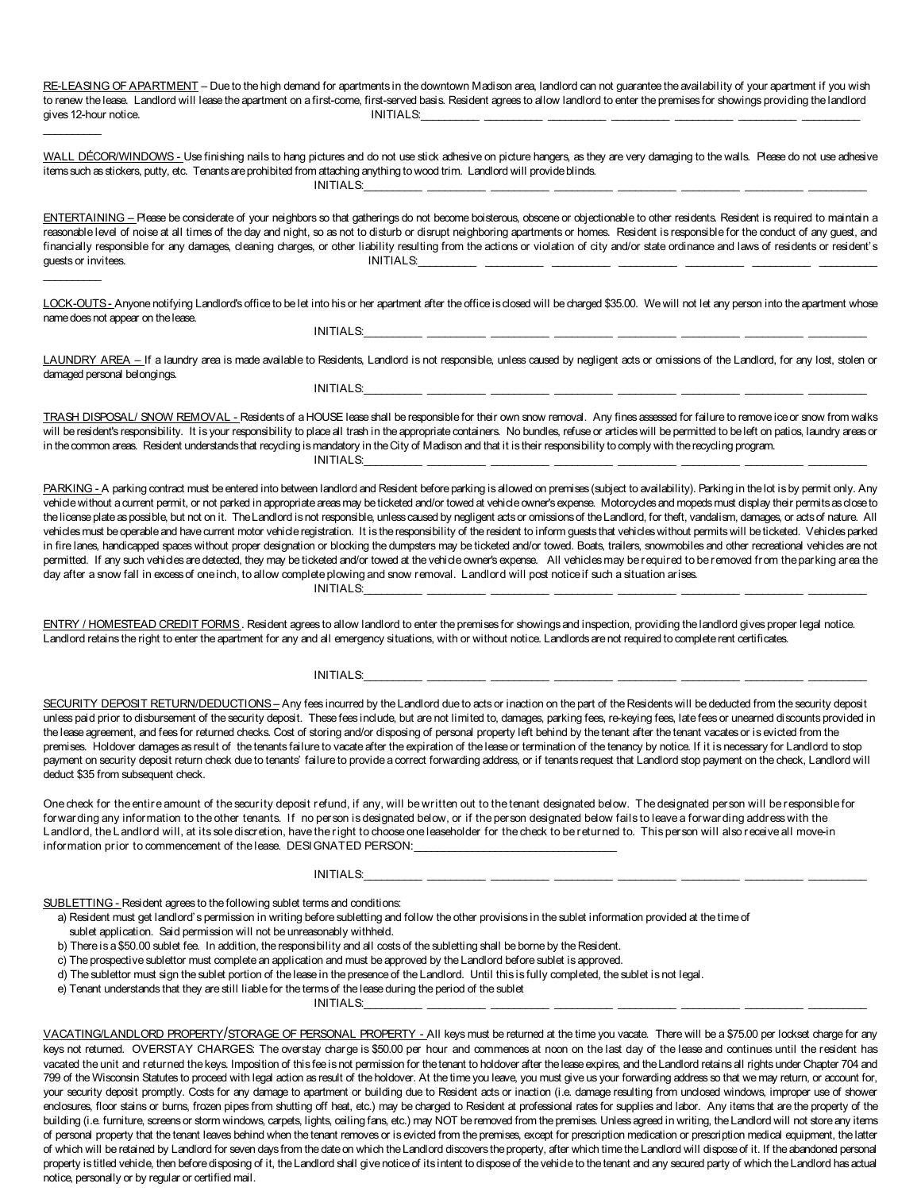__RE-LEASING OF APARTMENT__ – Due to the high demand for apartments in the downtown Madison area, landlord can not guarantee the availability of your apartment if you wish to renew the lease. Landlord will lease the apartment on a first-come, first-served basis. Resident agrees to allow landlord to enter the premises for showings providing the landlord gives 12-hour notice. INITIALS:_________ _________ _________ _________ _________ _________ _________ _________

__WALL DÉCOR/WINDOWS -__ Use finishing nails to hang pictures and do not use stick adhesive on picture hangers, as they are very damaging to the walls. Please do not use adhesive items such as stickers, putty, etc. Tenants are prohibited from attaching anything to wood trim. Landlord will provide blinds.
INITIALS:_________ _________ _________ _________ _________ _________ _________ _________

__ENTERTAINING –__ Please be considerate of your neighbors so that gatherings do not become boisterous, obscene or objectionable to other residents. Resident is required to maintain a reasonable level of noise at all times of the day and night, so as not to disturb or disrupt neighboring apartments or homes. Resident is responsible for the conduct of any guest, and financially responsible for any damages, cleaning charges, or other liability resulting from the actions or violation of city and/or state ordinance and laws of residents or resident's guests or invitees. INITIALS:_________ _________ _________ _________ _________ _________ _________ _________

__LOCK-OUTS -__ Anyone notifying Landlord's office to be let into his or her apartment after the office is closed will be charged $35.00. We will not let any person into the apartment whose name does not appear on the lease.
INITIALS:_________ _________ _________ _________ _________ _________ _________ _________

__LAUNDRY AREA –__ If a laundry area is made available to Residents, Landlord is not responsible, unless caused by negligent acts or omissions of the Landlord, for any lost, stolen or damaged personal belongings.
INITIALS:_________ _________ _________ _________ _________ _________ _________ _________

__TRASH DISPOSAL/ SNOW REMOVAL -__ Residents of a HOUSE lease shall be responsible for their own snow removal. Any fines assessed for failure to remove ice or snow from walks will be resident's responsibility. It is your responsibility to place all trash in the appropriate containers. No bundles, refuse or articles will be permitted to be left on patios, laundry areas or in the common areas. Resident understands that recycling is mandatory in the City of Madison and that it is their responsibility to comply with the recycling program.
INITIALS:_________ _________ _________ _________ _________ _________ _________ _________

__PARKING -__ A parking contract must be entered into between landlord and Resident before parking is allowed on premises (subject to availability). Parking in the lot is by permit only. Any vehicle without a current permit, or not parked in appropriate areas may be ticketed and/or towed at vehicle owner's expense. Motorcycles and mopeds must display their permits as close to the license plate as possible, but not on it. The Landlord is not responsible, unless caused by negligent acts or omissions of the Landlord, for theft, vandalism, damages, or acts of nature. All vehicles must be operable and have current motor vehicle registration. It is the responsibility of the resident to inform guests that vehicles without permits will be ticketed. Vehicles parked in fire lanes, handicapped spaces without proper designation or blocking the dumpsters may be ticketed and/or towed. Boats, trailers, snowmobiles and other recreational vehicles are not permitted. If any such vehicles are detected, they may be ticketed and/or towed at the vehicle owner's expense. All vehicles may be required to be removed from the parking area the day after a snow fall in excess of one inch, to allow complete plowing and snow removal. Landlord will post notice if such a situation arises.
INITIALS:_________ _________ _________ _________ _________ _________ _________ _________

__ENTRY / HOMESTEAD CREDIT FORMS__. Resident agrees to allow landlord to enter the premises for showings and inspection, providing the landlord gives proper legal notice. Landlord retains the right to enter the apartment for any and all emergency situations, with or without notice. Landlords are not required to complete rent certificates.

INITIALS:_________ _________ _________ _________ _________ _________ _________ _________

__SECURITY DEPOSIT RETURN/DEDUCTIONS –__ Any fees incurred by the Landlord due to acts or inaction on the part of the Residents will be deducted from the security deposit unless paid prior to disbursement of the security deposit. These fees include, but are not limited to, damages, parking fees, re-keying fees, late fees or unearned discounts provided in the lease agreement, and fees for returned checks. Cost of storing and/or disposing of personal property left behind by the tenant after the tenant vacates or is evicted from the premises. Holdover damages as result of the tenants failure to vacate after the expiration of the lease or termination of the tenancy by notice. If it is necessary for Landlord to stop payment on security deposit return check due to tenants' failure to provide a correct forwarding address, or if tenants request that Landlord stop payment on the check, Landlord will deduct $35 from subsequent check.

One check for the entire amount of the security deposit refund, if any, will be written out to the tenant designated below. The designated person will be responsible for forwarding any information to the other tenants. If no person is designated below, or if the person designated below fails to leave a forwarding address with the Landlord, the Landlord will, at its sole discretion, have the right to choose one leaseholder for the check to be returned to. This person will also receive all move-in information prior to commencement of the lease. DESIGNATED PERSON:_______________________________

INITIALS:_________ _________ _________ _________ _________ _________ _________ _________

__SUBLETTING -__ Resident agrees to the following sublet terms and conditions:

a) Resident must get landlord's permission in writing before subletting and follow the other provisions in the sublet information provided at the time of sublet application. Said permission will not be unreasonably withheld.
b) There is a $50.00 sublet fee. In addition, the responsibility and all costs of the subletting shall be borne by the Resident.
c) The prospective sublettor must complete an application and must be approved by the Landlord before sublet is approved.
d) The sublettor must sign the sublet portion of the lease in the presence of the Landlord. Until this is fully completed, the sublet is not legal.
e) Tenant understands that they are still liable for the terms of the lease during the period of the sublet

INITIALS:_________ _________ _________ _________ _________ _________ _________ _________

__VACATING/LANDLORD PROPERTY/STORAGE OF PERSONAL PROPERTY -__ All keys must be returned at the time you vacate. There will be a $75.00 per lockset charge for any keys not returned. OVERSTAY CHARGES: The overstay charge is $50.00 per hour and commences at noon on the last day of the lease and continues until the resident has vacated the unit and returned the keys. Imposition of this fee is not permission for the tenant to holdover after the lease expires, and the Landlord retains all rights under Chapter 704 and 799 of the Wisconsin Statutes to proceed with legal action as result of the holdover. At the time you leave, you must give us your forwarding address so that we may return, or account for, your security deposit promptly. Costs for any damage to apartment or building due to Resident acts or inaction (i.e. damage resulting from unclosed windows, improper use of shower enclosures, floor stains or burns, frozen pipes from shutting off heat, etc.) may be charged to Resident at professional rates for supplies and labor. Any items that are the property of the building (i.e. furniture, screens or storm windows, carpets, lights, ceiling fans, etc.) may NOT be removed from the premises. Unless agreed in writing, the Landlord will not store any items of personal property that the tenant leaves behind when the tenant removes or is evicted from the premises, except for prescription medication or prescription medical equipment, the latter of which will be retained by Landlord for seven days from the date on which the Landlord discovers the property, after which time the Landlord will dispose of it. If the abandoned personal property is titled vehicle, then before disposing of it, the Landlord shall give notice of its intent to dispose of the vehicle to the tenant and any secured party of which the Landlord has actual notice, personally or by regular or certified mail.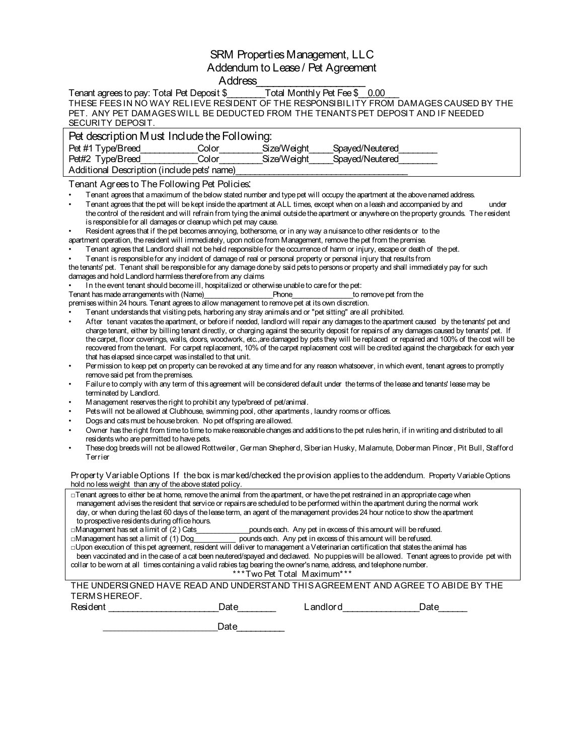# SRM Properties Management, LLC

## Addendum to Lease / Pet Agreement

Address___________________

Tenant agrees to pay: Total Pet Deposit $________Total Monthly Pet Fee $__0.00___

THESE FEES IN NO WAY RELIEVE RESIDENT OF THE RESPONSIBILITY FROM DAMAGES CAUSED BY THE PET. ANY PET DAMAGES WILL BE DEDUCTED FROM THE TENANTS PET DEPOSIT AND IF NEEDED SECURITY DEPOSIT.

**Pet description Must Include the Following:**

Pet #1 Type/Breed____________Color_________Size/Weight_____Spayed/Neutered________

Pet#2 Type/Breed____________Color_________Size/Weight_____Spayed/Neutered________

Additional Description (include pets' name)____________________________________

**Tenant Agrees to The Following Pet Policies:**

- Tenant agrees that a maximum of the below stated number and type pet will occupy the apartment at the above named address.
- Tenant agrees that the pet will be kept inside the apartment at ALL times, except when on a leash and accompanied by and under the control of the resident and will refrain from tying the animal outside the apartment or anywhere on the property grounds. The resident is responsible for all damages or cleanup which pet may cause.
- Resident agrees that if the pet becomes annoying, bothersome, or in any way a nuisance to other residents or to the apartment operation, the resident will immediately, upon notice from Management, remove the pet from the premise.
- Tenant agrees that Landlord shall not be held responsible for the occurrence of harm or injury, escape or death of the pet.
- Tenant is responsible for any incident of damage of real or personal property or personal injury that results from the tenants' pet. Tenant shall be responsible for any damage done by said pets to persons or property and shall immediately pay for such damages and hold Landlord harmless therefore from any claims
- In the event tenant should become ill, hospitalized or otherwise unable to care for the pet:
  Tenant has made arrangements with (Name)__________________Phone_______________to remove pet from the premises within 24 hours. Tenant agrees to allow management to remove pet at its own discretion.
- Tenant understands that visiting pets, harboring any stray animals and or "pet sitting" are all prohibited.
- After tenant vacates the apartment, or before if needed, landlord will repair any damages to the apartment caused by the tenants' pet and charge tenant, either by billing tenant directly, or charging against the security deposit for repairs of any damages caused by tenants' pet. If the carpet, floor coverings, walls, doors, woodwork, etc.,are damaged by pets they will be replaced or repaired and 100% of the cost will be recovered from the tenant. For carpet replacement, 10% of the carpet replacement cost will be credited against the chargeback for each year that has elapsed since carpet was installed to that unit.
- Permission to keep pet on property can be revoked at any time and for any reason whatsoever, in which event, tenant agrees to promptly remove said pet from the premises.
- Failure to comply with any term of this agreement will be considered default under the terms of the lease and tenants' lease may be terminated by Landlord.
- Management reserves the right to prohibit any type/breed of pet/animal.
- Pets will not be allowed at Clubhouse, swimming pool, other apartments , laundry rooms or offices.
- Dogs and cats must be house broken. No pet offspring are allowed.
- Owner has the right from time to time to make reasonable changes and additions to the pet rules herin, if in writing and distributed to all residents who are permitted to have pets.
- These dog breeds will not be allowed Rottweiler, German Shepherd, Siberian Husky, Malamute, Doberman Pincer, Pit Bull, Stafford Terrier

Property Variable Options If the box is marked/checked the provision applies to the addendum. Property Variable Options hold no less weight than any of the above stated policy.

□Tenant agrees to either be at home, remove the animal from the apartment, or have the pet restrained in an appropriate cage when management advises the resident that service or repairs are scheduled to be performed within the apartment during the normal work day, or when during the last 60 days of the lease term, an agent of the management provides 24 hour notice to show the apartment to prospective residents during office hours.

□Management has set a limit of (2 ) Cats_____________pounds each. Any pet in excess of this amount will be refused.

□Management has set a limit of (1) Dog__________ pounds each. Any pet in excess of this amount will be refused.

□Upon execution of this pet agreement, resident will deliver to management a Veterinarian certification that states the animal has been vaccinated and in the case of a cat been neutered/spayed and declawed. No puppies will be allowed. Tenant agrees to provide pet with collar to be worn at all times containing a valid rabies tag bearing the owner's name, address, and telephone number.

***Two Pet Total Maximum***

THE UNDERSIGNED HAVE READ AND UNDERSTAND THIS AGREEMENT AND AGREE TO ABIDE BY THE TERMS HEREOF.

Resident ______________________Date________ Landlord_______________Date______

_______________________Date__________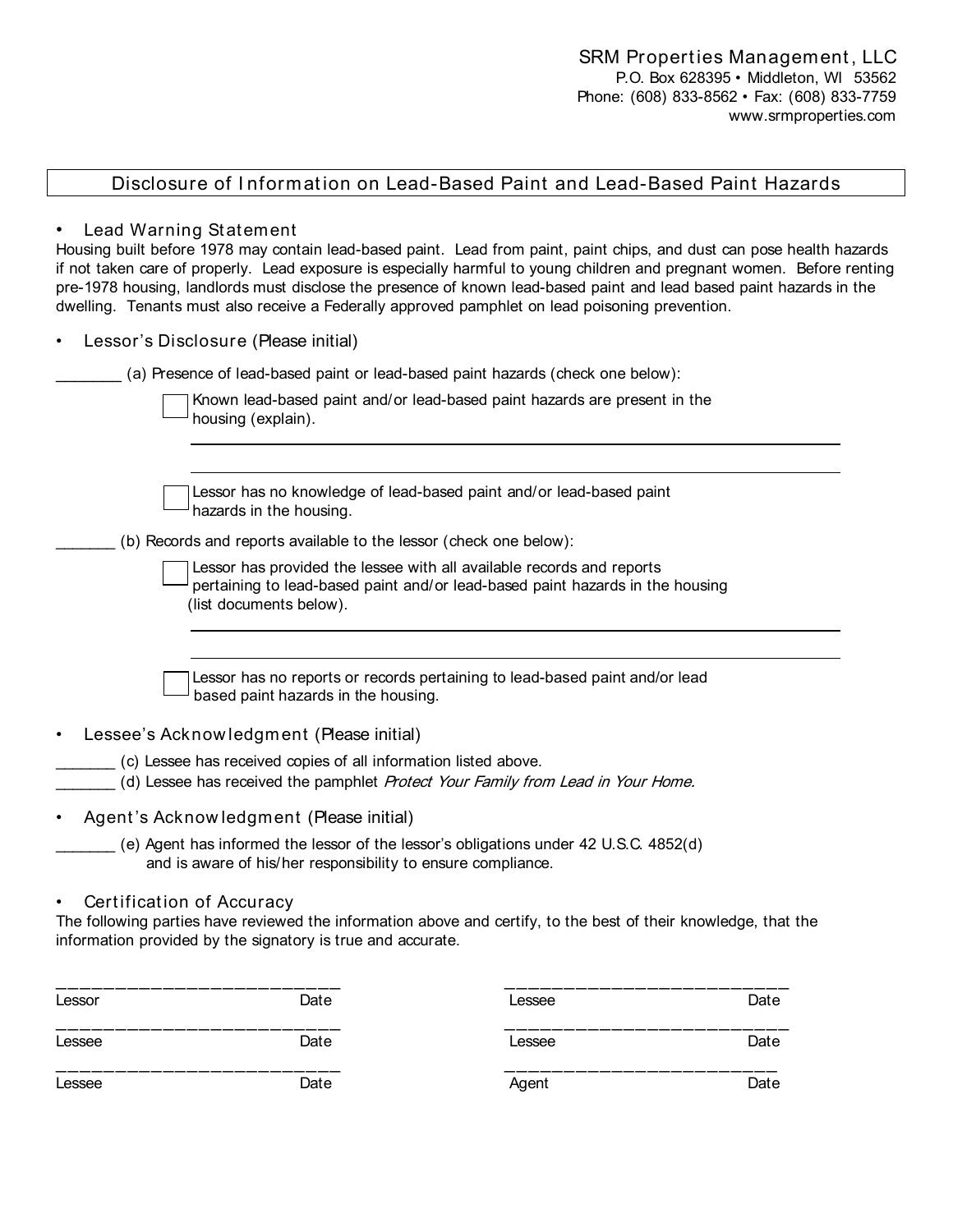SRM Properties Management, LLC
P.O. Box 628395 • Middleton, WI 53562
Phone: (608) 833-8562 • Fax: (608) 833-7759
www.srmproperties.com

## Disclosure of Information on Lead-Based Paint and Lead-Based Paint Hazards

- **Lead Warning Statement**

Housing built before 1978 may contain lead-based paint. Lead from paint, paint chips, and dust can pose health hazards if not taken care of properly. Lead exposure is especially harmful to young children and pregnant women. Before renting pre-1978 housing, landlords must disclose the presence of known lead-based paint and lead based paint hazards in the dwelling. Tenants must also receive a Federally approved pamphlet on lead poisoning prevention.

- **Lessor's Disclosure** (Please initial)

________ (a) Presence of lead-based paint or lead-based paint hazards (check one below):

☐ Known lead-based paint and/or lead-based paint hazards are present in the housing (explain).

______________________________________________________________

______________________________________________________________

☐ Lessor has no knowledge of lead-based paint and/or lead-based paint hazards in the housing.

_______ (b) Records and reports available to the lessor (check one below):

☐ Lessor has provided the lessee with all available records and reports pertaining to lead-based paint and/or lead-based paint hazards in the housing (list documents below).

______________________________________________________________

______________________________________________________________

☐ Lessor has no reports or records pertaining to lead-based paint and/or lead based paint hazards in the housing.

- **Lessee's Acknowledgment** (Please initial)

_______ (c) Lessee has received copies of all information listed above.
_______ (d) Lessee has received the pamphlet *Protect Your Family from Lead in Your Home.*

- **Agent's Acknowledgment** (Please initial)

_______ (e) Agent has informed the lessor of the lessor's obligations under 42 U.S.C. 4852(d) and is aware of his/her responsibility to ensure compliance.

- **Certification of Accuracy**

The following parties have reviewed the information above and certify, to the best of their knowledge, that the information provided by the signatory is true and accurate.

| | |
|---|---|
| ____________________________ | ____________________________ |
| Lessor Date | Lessee Date |
| ____________________________ | ____________________________ |
| Lessee Date | Lessee Date |
| ____________________________ | ____________________________ |
| Lessee Date | Agent Date |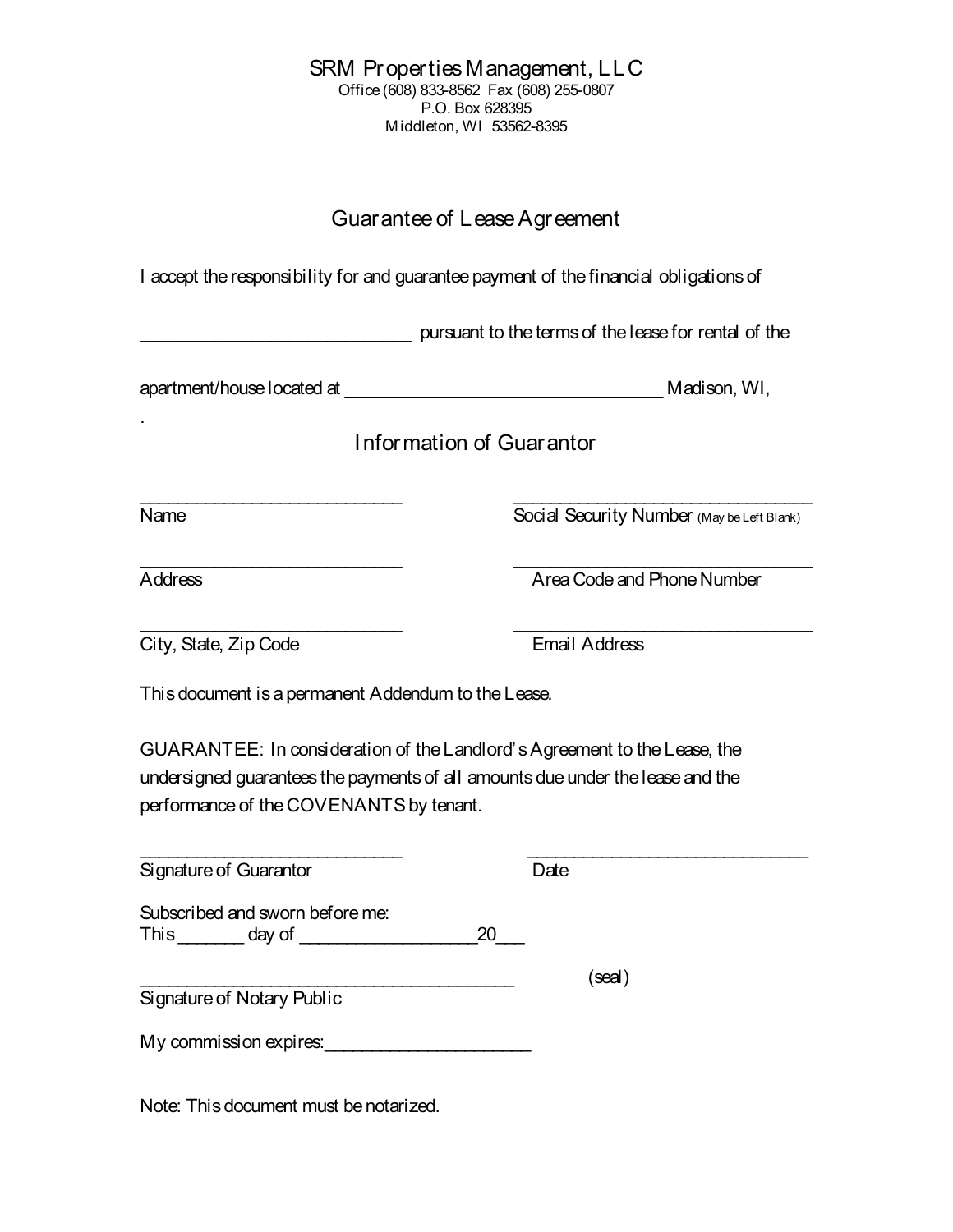SRM Properties Management, LLC
Office (608) 833-8562 Fax (608) 255-0807
P.O. Box 628395
Middleton, WI 53562-8395

## Guarantee of Lease Agreement

I accept the responsibility for and guarantee payment of the financial obligations of

______________________________ pursuant to the terms of the lease for rental of the

apartment/house located at ___________________________________ Madison, WI,

.

## Information of Guarantor

_____________________________ &nbsp;&nbsp;&nbsp;&nbsp;&nbsp;&nbsp;&nbsp;&nbsp;&nbsp; _________________________________
Name &nbsp;&nbsp;&nbsp;&nbsp;&nbsp;&nbsp;&nbsp;&nbsp;&nbsp;&nbsp;&nbsp;&nbsp;&nbsp;&nbsp;&nbsp;&nbsp;&nbsp;&nbsp;&nbsp;&nbsp;&nbsp;&nbsp;&nbsp;&nbsp;&nbsp;&nbsp;&nbsp;&nbsp;&nbsp;&nbsp;&nbsp;&nbsp; Social Security Number (May be Left Blank)

_____________________________ &nbsp;&nbsp;&nbsp;&nbsp;&nbsp;&nbsp;&nbsp;&nbsp;&nbsp; _________________________________
Address &nbsp;&nbsp;&nbsp;&nbsp;&nbsp;&nbsp;&nbsp;&nbsp;&nbsp;&nbsp;&nbsp;&nbsp;&nbsp;&nbsp;&nbsp;&nbsp;&nbsp;&nbsp;&nbsp;&nbsp;&nbsp;&nbsp;&nbsp;&nbsp;&nbsp;&nbsp;&nbsp;&nbsp;&nbsp; Area Code and Phone Number

_____________________________ &nbsp;&nbsp;&nbsp;&nbsp;&nbsp;&nbsp;&nbsp;&nbsp;&nbsp; _________________________________
City, State, Zip Code &nbsp;&nbsp;&nbsp;&nbsp;&nbsp;&nbsp;&nbsp;&nbsp;&nbsp;&nbsp;&nbsp;&nbsp;&nbsp;&nbsp;&nbsp;&nbsp; Email Address

This document is a permanent Addendum to the Lease.

GUARANTEE: In consideration of the Landlord's Agreement to the Lease, the undersigned guarantees the payments of all amounts due under the lease and the performance of the COVENANTS by tenant.

_____________________________ &nbsp;&nbsp;&nbsp;&nbsp;&nbsp;&nbsp;&nbsp;&nbsp;&nbsp; _______________________________
Signature of Guarantor &nbsp;&nbsp;&nbsp;&nbsp;&nbsp;&nbsp;&nbsp;&nbsp;&nbsp;&nbsp;&nbsp;&nbsp;&nbsp;&nbsp;&nbsp;&nbsp;&nbsp;&nbsp;&nbsp;&nbsp; Date

Subscribed and sworn before me:
This _______ day of ___________________20___

__________________________________________ (seal)
Signature of Notary Public

My commission expires:_______________________

Note: This document must be notarized.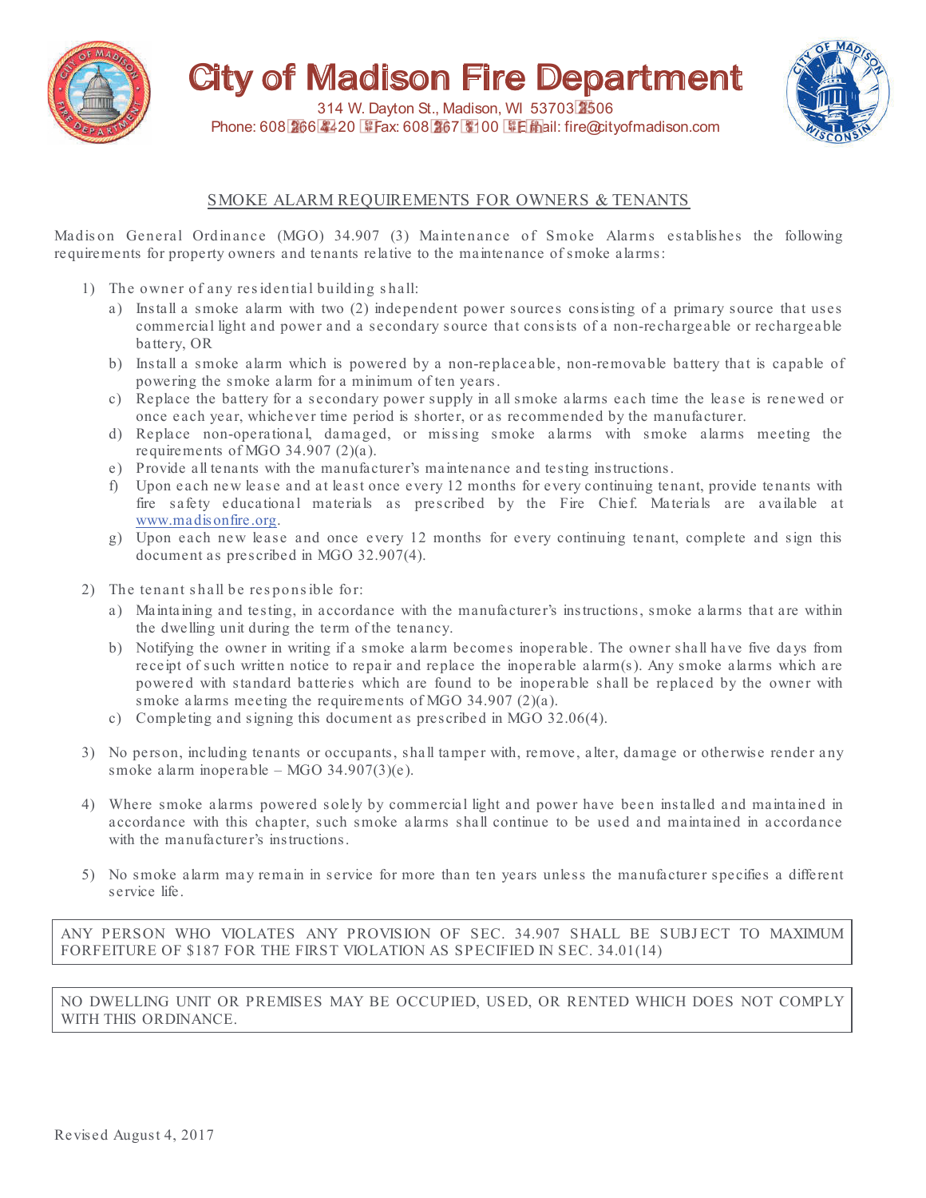# City of Madison Fire Department

314 W. Dayton St., Madison, WI 53703-2506
Phone: 608-266-4420 • Fax: 608-267-1100 • E-mail: fire@cityofmadison.com

## SMOKE ALARM REQUIREMENTS FOR OWNERS & TENANTS

Madison General Ordinance (MGO) 34.907 (3) Maintenance of Smoke Alarms establishes the following requirements for property owners and tenants relative to the maintenance of smoke alarms:

1) The owner of any residential building shall:
   a) Install a smoke alarm with two (2) independent power sources consisting of a primary source that uses commercial light and power and a secondary source that consists of a non-rechargeable or rechargeable battery, OR
   b) Install a smoke alarm which is powered by a non-replaceable, non-removable battery that is capable of powering the smoke alarm for a minimum of ten years.
   c) Replace the battery for a secondary power supply in all smoke alarms each time the lease is renewed or once each year, whichever time period is shorter, or as recommended by the manufacturer.
   d) Replace non-operational, damaged, or missing smoke alarms with smoke alarms meeting the requirements of MGO 34.907 (2)(a).
   e) Provide all tenants with the manufacturer's maintenance and testing instructions.
   f) Upon each new lease and at least once every 12 months for every continuing tenant, provide tenants with fire safety educational materials as prescribed by the Fire Chief. Materials are available at www.madisonfire.org.
   g) Upon each new lease and once every 12 months for every continuing tenant, complete and sign this document as prescribed in MGO 32.907(4).

2) The tenant shall be responsible for:
   a) Maintaining and testing, in accordance with the manufacturer's instructions, smoke alarms that are within the dwelling unit during the term of the tenancy.
   b) Notifying the owner in writing if a smoke alarm becomes inoperable. The owner shall have five days from receipt of such written notice to repair and replace the inoperable alarm(s). Any smoke alarms which are powered with standard batteries which are found to be inoperable shall be replaced by the owner with smoke alarms meeting the requirements of MGO 34.907 (2)(a).
   c) Completing and signing this document as prescribed in MGO 32.06(4).

3) No person, including tenants or occupants, shall tamper with, remove, alter, damage or otherwise render any smoke alarm inoperable – MGO 34.907(3)(e).

4) Where smoke alarms powered solely by commercial light and power have been installed and maintained in accordance with this chapter, such smoke alarms shall continue to be used and maintained in accordance with the manufacturer's instructions.

5) No smoke alarm may remain in service for more than ten years unless the manufacturer specifies a different service life.

ANY PERSON WHO VIOLATES ANY PROVISION OF SEC. 34.907 SHALL BE SUBJECT TO MAXIMUM FORFEITURE OF $187 FOR THE FIRST VIOLATION AS SPECIFIED IN SEC. 34.01(14)

NO DWELLING UNIT OR PREMISES MAY BE OCCUPIED, USED, OR RENTED WHICH DOES NOT COMPLY WITH THIS ORDINANCE.

Revised August 4, 2017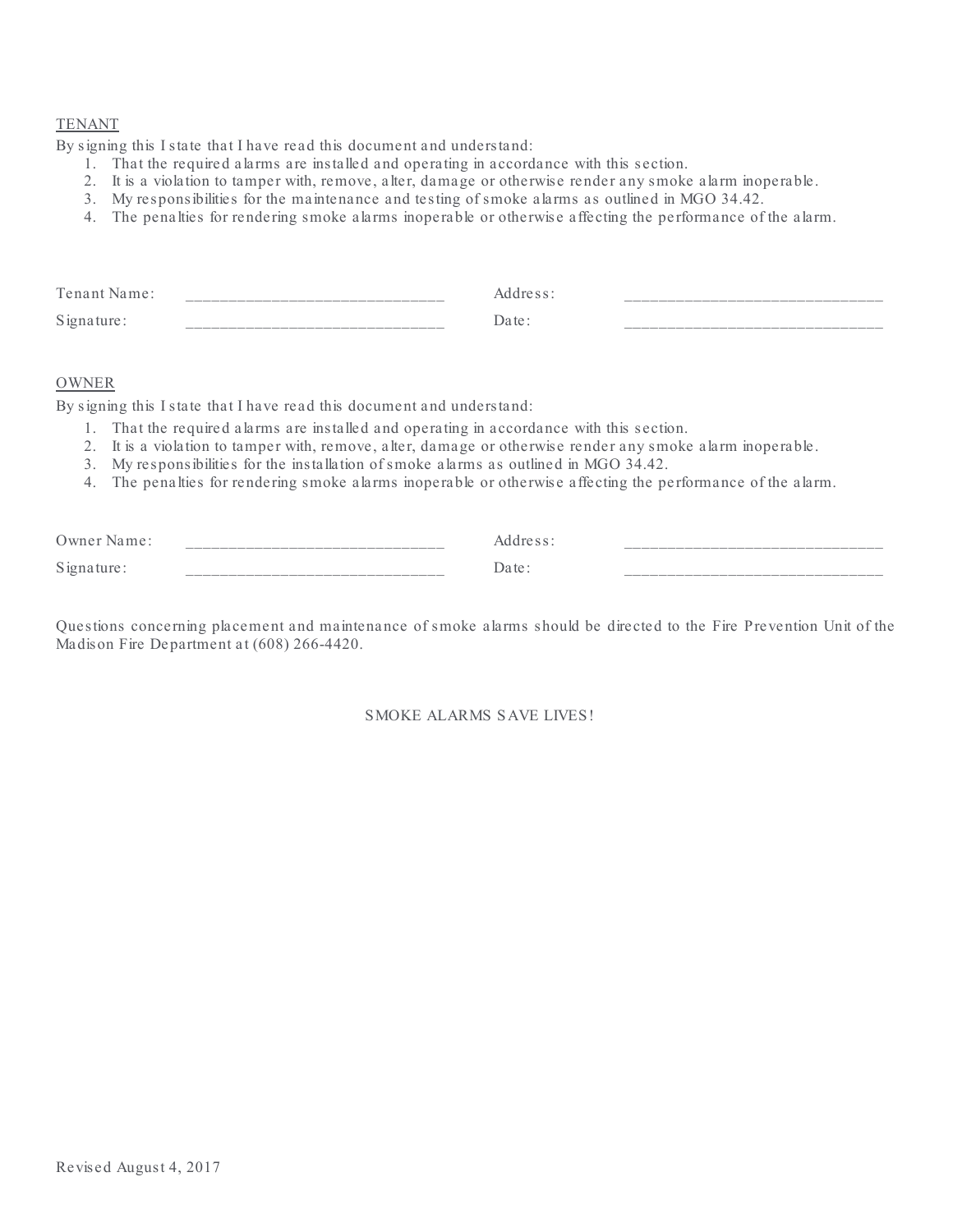TENANT

By signing this I state that I have read this document and understand:

1. That the required alarms are installed and operating in accordance with this section.
2. It is a violation to tamper with, remove, alter, damage or otherwise render any smoke alarm inoperable.
3. My responsibilities for the maintenance and testing of smoke alarms as outlined in MGO 34.42.
4. The penalties for rendering smoke alarms inoperable or otherwise affecting the performance of the alarm.

| | | | |
|---|---|---|---|
| Tenant Name: | ______________________________ | Address: | ______________________________ |
| Signature: | ______________________________ | Date: | ______________________________ |

OWNER

By signing this I state that I have read this document and understand:

1. That the required alarms are installed and operating in accordance with this section.
2. It is a violation to tamper with, remove, alter, damage or otherwise render any smoke alarm inoperable.
3. My responsibilities for the installation of smoke alarms as outlined in MGO 34.42.
4. The penalties for rendering smoke alarms inoperable or otherwise affecting the performance of the alarm.

| | | | |
|---|---|---|---|
| Owner Name: | ______________________________ | Address: | ______________________________ |
| Signature: | ______________________________ | Date: | ______________________________ |

Questions concerning placement and maintenance of smoke alarms should be directed to the Fire Prevention Unit of the Madison Fire Department at (608) 266-4420.

SMOKE ALARMS SAVE LIVES!

Revised August 4, 2017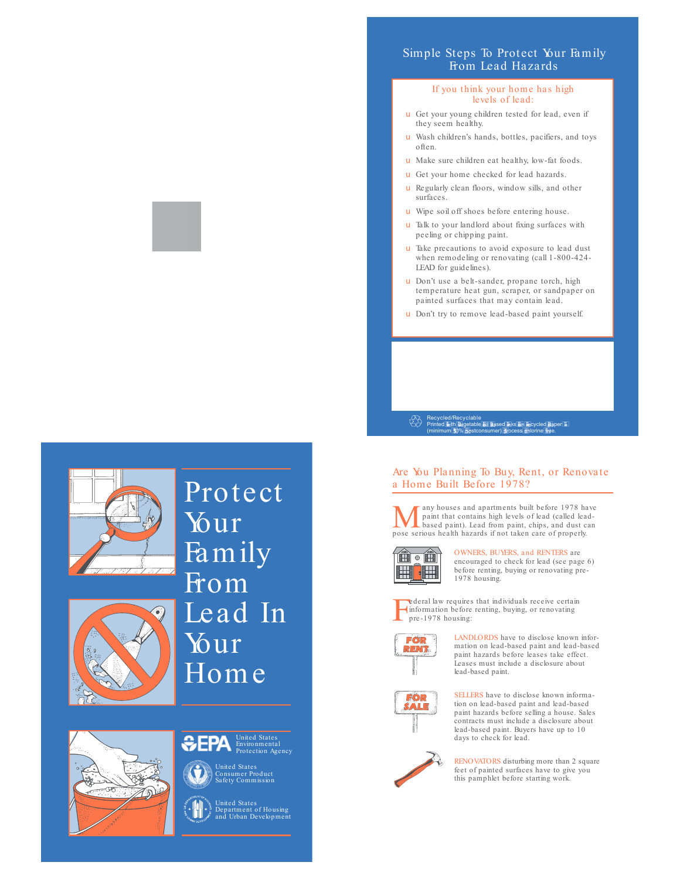## Simple Steps To Protect Your Family From Lead Hazards

### If you think your home has high levels of lead:

- Get your young children tested for lead, even if they seem healthy.
- Wash children's hands, bottles, pacifiers, and toys often.
- Make sure children eat healthy, low-fat foods.
- Get your home checked for lead hazards.
- Regularly clean floors, window sills, and other surfaces.
- Wipe soil off shoes before entering house.
- Talk to your landlord about fixing surfaces with peeling or chipping paint.
- Take precautions to avoid exposure to lead dust when remodeling or renovating (call 1-800-424-LEAD for guidelines).
- Don't use a belt-sander, propane torch, high temperature heat gun, scraper, or sandpaper on painted surfaces that may contain lead.
- Don't try to remove lead-based paint yourself.

Recycled/Recyclable
Printed with vegetable oil based inks on recycled paper (minimum 50% postconsumer) process chlorine free.

# Protect Your Family From Lead In Your Home

United States Environmental Protection Agency

United States Consumer Product Safety Commission

United States Department of Housing and Urban Development

## Are You Planning To Buy, Rent, or Renovate a Home Built Before 1978?

Many houses and apartments built before 1978 have paint that contains high levels of lead (called lead-based paint). Lead from paint, chips, and dust can pose serious health hazards if not taken care of properly.

OWNERS, BUYERS, and RENTERS are encouraged to check for lead (see page 6) before renting, buying or renovating pre-1978 housing.

Federal law requires that individuals receive certain information before renting, buying, or renovating pre-1978 housing:

LANDLORDS have to disclose known information on lead-based paint and lead-based paint hazards before leases take effect. Leases must include a disclosure about lead-based paint.

SELLERS have to disclose known information on lead-based paint and lead-based paint hazards before selling a house. Sales contracts must include a disclosure about lead-based paint. Buyers have up to 10 days to check for lead.

RENOVATORS disturbing more than 2 square feet of painted surfaces have to give you this pamphlet before starting work.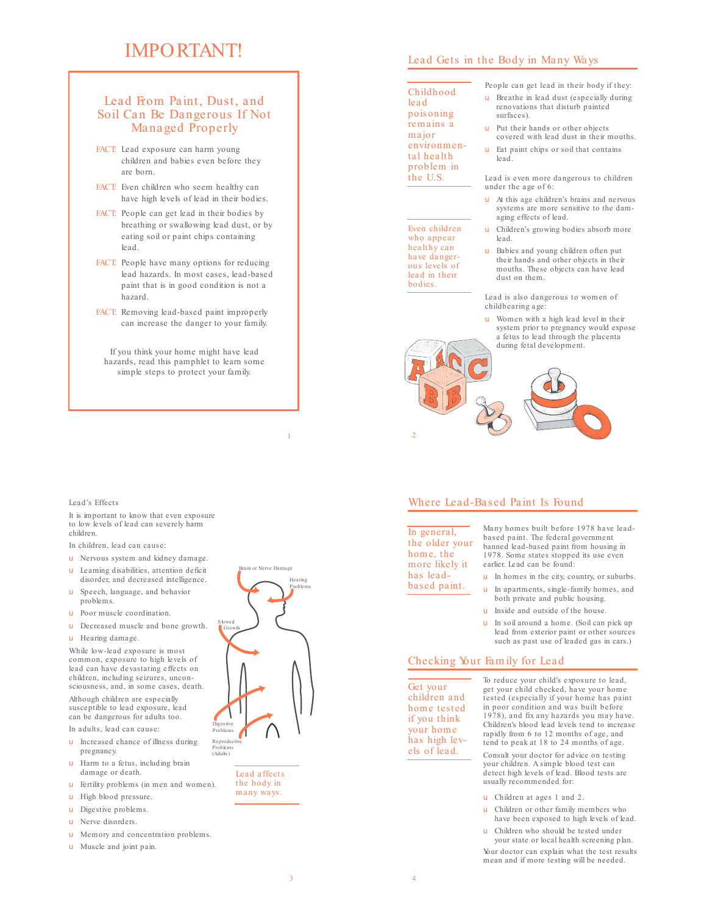# IMPORTANT!

## Lead From Paint, Dust, and Soil Can Be Dangerous If Not Managed Properly

FACT: Lead exposure can harm young children and babies even before they are born.

FACT: Even children who seem healthy can have high levels of lead in their bodies.

FACT: People can get lead in their bodies by breathing or swallowing lead dust, or by eating soil or paint chips containing lead.

FACT: People have many options for reducing lead hazards. In most cases, lead-based paint that is in good condition is not a hazard.

FACT: Removing lead-based paint improperly can increase the danger to your family.

If you think your home might have lead hazards, read this pamphlet to learn some simple steps to protect your family.

## Lead Gets in the Body in Many Ways

Childhood lead poisoning remains a major environmental health problem in the U.S.

Even children who appear healthy can have dangerous levels of lead in their bodies.

People can get lead in their body if they:

- Breathe in lead dust (especially during renovations that disturb painted surfaces).
- Put their hands or other objects covered with lead dust in their mouths.
- Eat paint chips or soil that contains lead.

Lead is even more dangerous to children under the age of 6:

- At this age children's brains and nervous systems are more sensitive to the damaging effects of lead.
- Children's growing bodies absorb more lead.
- Babies and young children often put their hands and other objects in their mouths. These objects can have lead dust on them.

Lead is also dangerous to women of childbearing age:

- Women with a high lead level in their system prior to pregnancy would expose a fetus to lead through the placenta during fetal development.

### Lead's Effects

It is important to know that even exposure to low levels of lead can severely harm children.

In children, lead can cause:

- Nervous system and kidney damage.
- Learning disabilities, attention deficit disorder, and decreased intelligence.
- Speech, language, and behavior problems.
- Poor muscle coordination.
- Decreased muscle and bone growth.
- Hearing damage.

While low-lead exposure is most common, exposure to high levels of lead can have devastating effects on children, including seizures, unconsciousness, and, in some cases, death.

Although children are especially susceptible to lead exposure, lead can be dangerous for adults too.

In adults, lead can cause:

- Increased chance of illness during pregnancy.
- Harm to a fetus, including brain damage or death.
- Fertility problems (in men and women).
- High blood pressure.
- Digestive problems.
- Nerve disorders.
- Memory and concentration problems.
- Muscle and joint pain.

Brain or Nerve Damage
Hearing Problems
Slowed Growth
Digestive Problems
Reproductive Problems (Adults)

Lead affects the body in many ways.

## Where Lead-Based Paint Is Found

In general, the older your home, the more likely it has lead-based paint.

Many homes built before 1978 have lead-based paint. The federal government banned lead-based paint from housing in 1978. Some states stopped its use even earlier. Lead can be found:

- In homes in the city, country, or suburbs.
- In apartments, single-family homes, and both private and public housing.
- Inside and outside of the house.
- In soil around a home. (Soil can pick up lead from exterior paint or other sources such as past use of leaded gas in cars.)

## Checking Your Family for Lead

Get your children and home tested if you think your home has high levels of lead.

To reduce your child's exposure to lead, get your child checked, have your home tested (especially if your home has paint in poor condition and was built before 1978), and fix any hazards you may have. Children's blood lead levels tend to increase rapidly from 6 to 12 months of age, and tend to peak at 18 to 24 months of age.

Consult your doctor for advice on testing your children. A simple blood test can detect high levels of lead. Blood tests are usually recommended for:

- Children at ages 1 and 2.
- Children or other family members who have been exposed to high levels of lead.
- Children who should be tested under your state or local health screening plan.

Your doctor can explain what the test results mean and if more testing will be needed.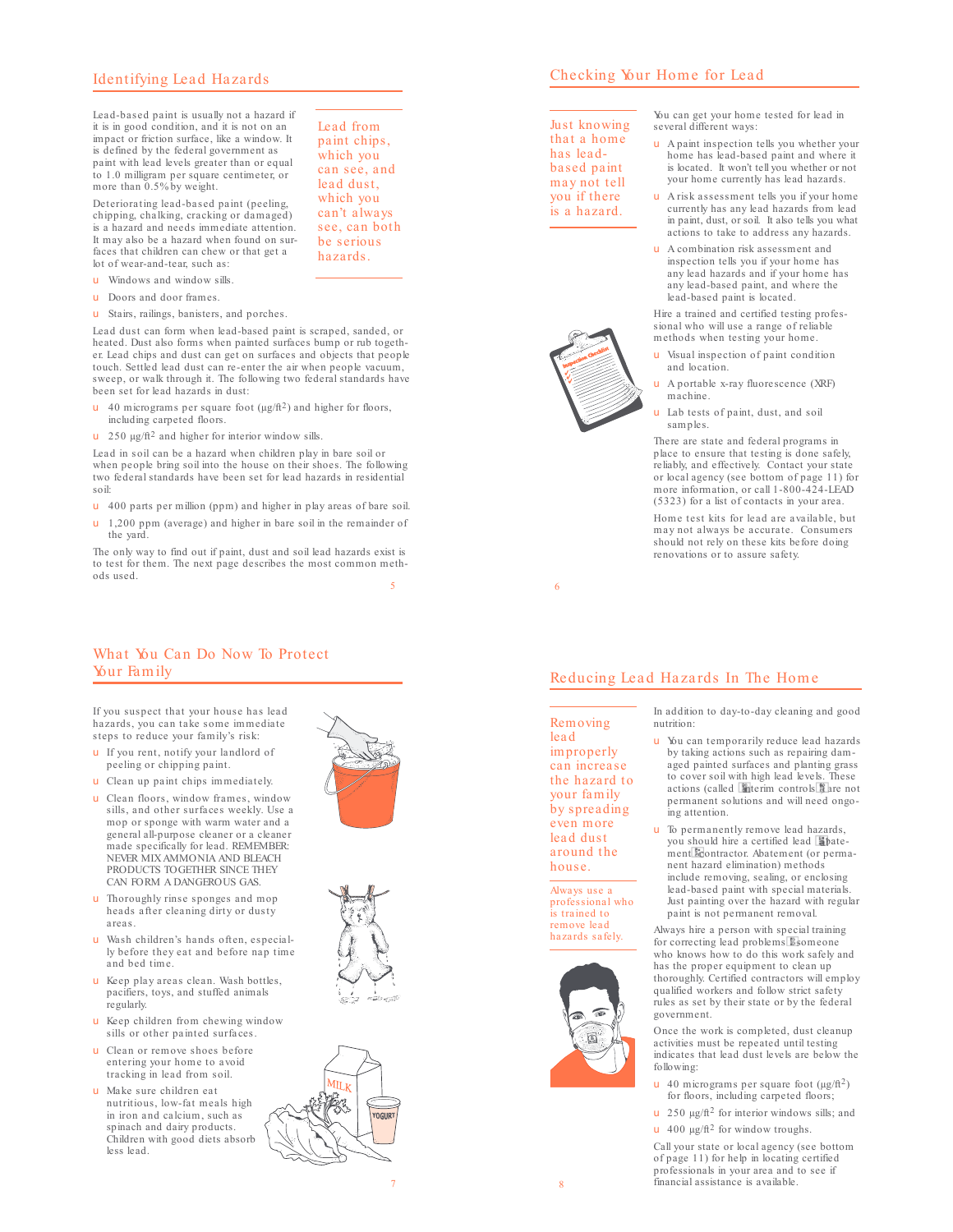## Identifying Lead Hazards

Lead-based paint is usually not a hazard if it is in good condition, and it is not on an impact or friction surface, like a window. It is defined by the federal government as paint with lead levels greater than or equal to 1.0 milligram per square centimeter, or more than 0.5% by weight.

> Lead from paint chips, which you can see, and lead dust, which you can't always see, can both be serious hazards.

Deteriorating lead-based paint (peeling, chipping, chalking, cracking or damaged) is a hazard and needs immediate attention. It may also be a hazard when found on surfaces that children can chew or that get a lot of wear-and-tear, such as:

- Windows and window sills.
- Doors and door frames.
- Stairs, railings, banisters, and porches.

Lead dust can form when lead-based paint is scraped, sanded, or heated. Dust also forms when painted surfaces bump or rub together. Lead chips and dust can get on surfaces and objects that people touch. Settled lead dust can re-enter the air when people vacuum, sweep, or walk through it. The following two federal standards have been set for lead hazards in dust:

- 40 micrograms per square foot (µg/ft$^2$) and higher for floors, including carpeted floors.
- 250 µg/ft$^2$ and higher for interior window sills.

Lead in soil can be a hazard when children play in bare soil or when people bring soil into the house on their shoes. The following two federal standards have been set for lead hazards in residential soil:

- 400 parts per million (ppm) and higher in play areas of bare soil.
- 1,200 ppm (average) and higher in bare soil in the remainder of the yard.

The only way to find out if paint, dust and soil lead hazards exist is to test for them. The next page describes the most common methods used.

## Checking Your Home for Lead

> Just knowing that a home has lead-based paint may not tell you if there is a hazard.

You can get your home tested for lead in several different ways:

- A paint inspection tells you whether your home has lead-based paint and where it is located. It won't tell you whether or not your home currently has lead hazards.
- A risk assessment tells you if your home currently has any lead hazards from lead in paint, dust, or soil. It also tells you what actions to take to address any hazards.
- A combination risk assessment and inspection tells you if your home has any lead hazards and if your home has any lead-based paint, and where the lead-based paint is located.

Hire a trained and certified testing professional who will use a range of reliable methods when testing your home.

- Visual inspection of paint condition and location.
- A portable x-ray fluorescence (XRF) machine.
- Lab tests of paint, dust, and soil samples.

There are state and federal programs in place to ensure that testing is done safely, reliably, and effectively. Contact your state or local agency (see bottom of page 11) for more information, or call 1-800-424-LEAD (5323) for a list of contacts in your area.

Home test kits for lead are available, but may not always be accurate. Consumers should not rely on these kits before doing renovations or to assure safety.

## What You Can Do Now To Protect Your Family

If you suspect that your house has lead hazards, you can take some immediate steps to reduce your family's risk:

- If you rent, notify your landlord of peeling or chipping paint.
- Clean up paint chips immediately.
- Clean floors, window frames, window sills, and other surfaces weekly. Use a mop or sponge with warm water and a general all-purpose cleaner or a cleaner made specifically for lead. REMEMBER: NEVER MIX AMMONIA AND BLEACH PRODUCTS TOGETHER SINCE THEY CAN FORM A DANGEROUS GAS.
- Thoroughly rinse sponges and mop heads after cleaning dirty or dusty areas.
- Wash children's hands often, especially before they eat and before nap time and bed time.
- Keep play areas clean. Wash bottles, pacifiers, toys, and stuffed animals regularly.
- Keep children from chewing window sills or other painted surfaces.
- Clean or remove shoes before entering your home to avoid tracking in lead from soil.
- Make sure children eat nutritious, low-fat meals high in iron and calcium, such as spinach and dairy products. Children with good diets absorb less lead.

## Reducing Lead Hazards In The Home

> Removing lead improperly can increase the hazard to your family by spreading even more lead dust around the house.
>
> Always use a professional who is trained to remove lead hazards safely.

In addition to day-to-day cleaning and good nutrition:

- You can temporarily reduce lead hazards by taking actions such as repairing damaged painted surfaces and planting grass to cover soil with high lead levels. These actions (called "interim controls") are not permanent solutions and will need ongoing attention.
- To permanently remove lead hazards, you should hire a certified lead "abatement" contractor. Abatement (or permanent hazard elimination) methods include removing, sealing, or enclosing lead-based paint with special materials. Just painting over the hazard with regular paint is not permanent removal.

Always hire a person with special training for correcting lead problems—someone who knows how to do this work safely and has the proper equipment to clean up thoroughly. Certified contractors will employ qualified workers and follow strict safety rules as set by their state or by the federal government.

Once the work is completed, dust cleanup activities must be repeated until testing indicates that lead dust levels are below the following:

- 40 micrograms per square foot (µg/ft$^2$) for floors, including carpeted floors;
- 250 µg/ft$^2$ for interior windows sills; and
- 400 µg/ft$^2$ for window troughs.

Call your state or local agency (see bottom of page 11) for help in locating certified professionals in your area and to see if financial assistance is available.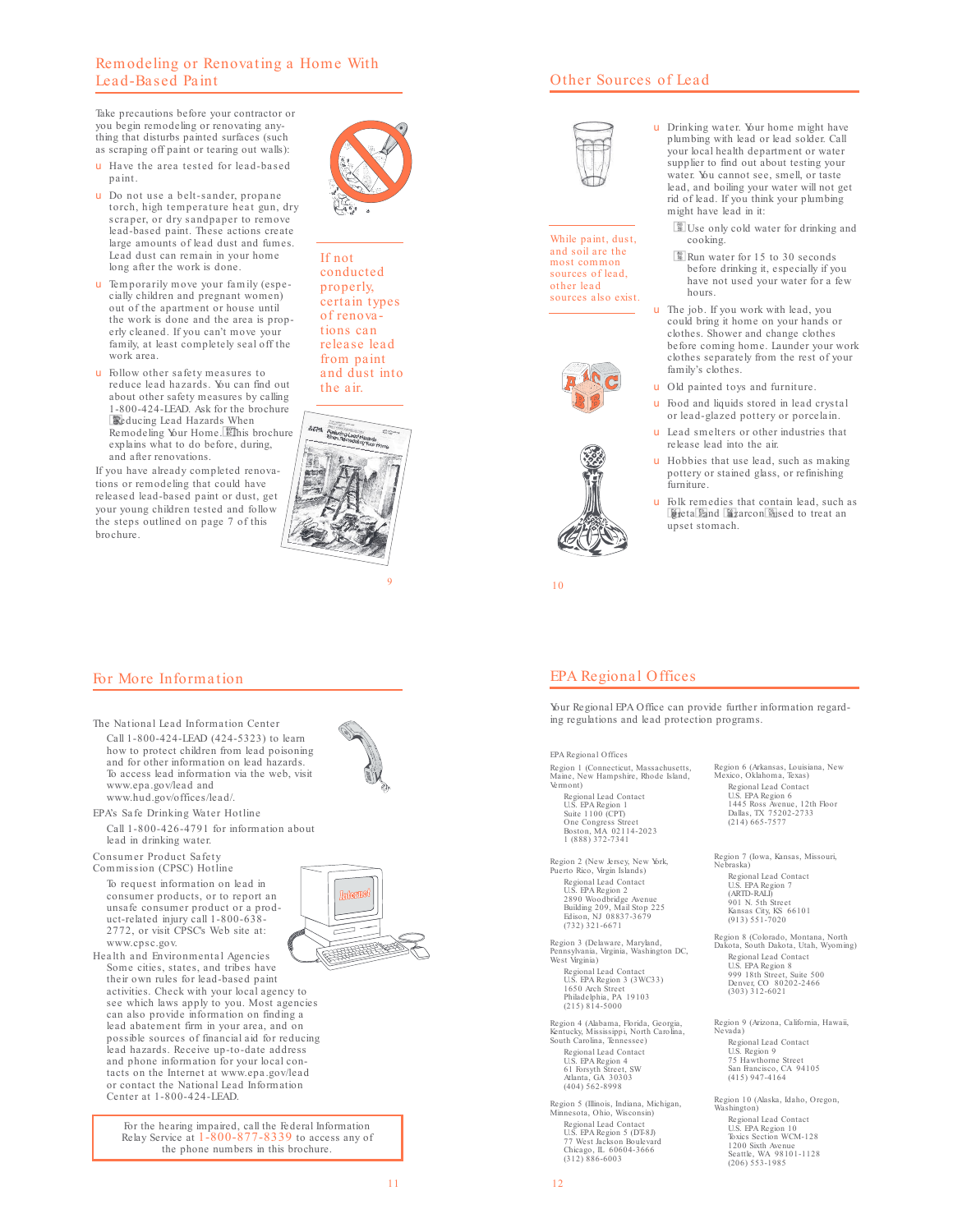## Remodeling or Renovating a Home With Lead-Based Paint

Take precautions before your contractor or you begin remodeling or renovating anything that disturbs painted surfaces (such as scraping off paint or tearing out walls):

- Have the area tested for lead-based paint.
- Do not use a belt-sander, propane torch, high temperature heat gun, dry scraper, or dry sandpaper to remove lead-based paint. These actions create large amounts of lead dust and fumes. Lead dust can remain in your home long after the work is done.
- Temporarily move your family (especially children and pregnant women) out of the apartment or house until the work is done and the area is properly cleaned. If you can't move your family, at least completely seal off the work area.
- Follow other safety measures to reduce lead hazards. You can find out about other safety measures by calling 1-800-424-LEAD. Ask for the brochure "Reducing Lead Hazards When Remodeling Your Home." This brochure explains what to do before, during, and after renovations.

If you have already completed renovations or remodeling that could have released lead-based paint or dust, get your young children tested and follow the steps outlined on page 7 of this brochure.

If not conducted properly, certain types of renovations can release lead from paint and dust into the air.

## Other Sources of Lead

While paint, dust, and soil are the most common sources of lead, other lead sources also exist.

- Drinking water. Your home might have plumbing with lead or lead solder. Call your local health department or water supplier to find out about testing your water. You cannot see, smell, or taste lead, and boiling your water will not get rid of lead. If you think your plumbing might have lead in it:
  - Use only cold water for drinking and cooking.
  - Run water for 15 to 30 seconds before drinking it, especially if you have not used your water for a few hours.
- The job. If you work with lead, you could bring it home on your hands or clothes. Shower and change clothes before coming home. Launder your work clothes separately from the rest of your family's clothes.
- Old painted toys and furniture.
- Food and liquids stored in lead crystal or lead-glazed pottery or porcelain.
- Lead smelters or other industries that release lead into the air.
- Hobbies that use lead, such as making pottery or stained glass, or refinishing furniture.
- Folk remedies that contain lead, such as "greta" and "azarcon" used to treat an upset stomach.

## For More Information

**The National Lead Information Center**

Call 1-800-424-LEAD (424-5323) to learn how to protect children from lead poisoning and for other information on lead hazards. To access lead information via the web, visit www.epa.gov/lead and www.hud.gov/offices/lead/.

**EPA's Safe Drinking Water Hotline**

Call 1-800-426-4791 for information about lead in drinking water.

**Consumer Product Safety Commission (CPSC) Hotline**

To request information on lead in consumer products, or to report an unsafe consumer product or a product-related injury call 1-800-638-2772, or visit CPSC's Web site at: www.cpsc.gov.

**Health and Environmental Agencies**

Some cities, states, and tribes have their own rules for lead-based paint activities. Check with your local agency to see which laws apply to you. Most agencies can also provide information on finding a lead abatement firm in your area, and on possible sources of financial aid for reducing lead hazards. Receive up-to-date address and phone information for your local contacts on the Internet at www.epa.gov/lead or contact the National Lead Information Center at 1-800-424-LEAD.

For the hearing impaired, call the Federal Information Relay Service at 1-800-877-8339 to access any of the phone numbers in this brochure.

## EPA Regional Offices

Your Regional EPA Office can provide further information regarding regulations and lead protection programs.

EPA Regional Offices

**Region 1** (Connecticut, Massachusetts, Maine, New Hampshire, Rhode Island, Vermont)
Regional Lead Contact
U.S. EPA Region 1
Suite 1100 (CPT)
One Congress Street
Boston, MA 02114-2023
1 (888) 372-7341

**Region 2** (New Jersey, New York, Puerto Rico, Virgin Islands)
Regional Lead Contact
U.S. EPA Region 2
2890 Woodbridge Avenue
Building 209, Mail Stop 225
Edison, NJ 08837-3679
(732) 321-6671

**Region 3** (Delaware, Maryland, Pennsylvania, Virginia, Washington DC, West Virginia)
Regional Lead Contact
U.S. EPA Region 3 (3WC33)
1650 Arch Street
Philadelphia, PA 19103
(215) 814-5000

**Region 4** (Alabama, Florida, Georgia, Kentucky, Mississippi, North Carolina, South Carolina, Tennessee)
Regional Lead Contact
U.S. EPA Region 4
61 Forsyth Street, SW
Atlanta, GA 30303
(404) 562-8998

**Region 5** (Illinois, Indiana, Michigan, Minnesota, Ohio, Wisconsin)
Regional Lead Contact
U.S. EPA Region 5 (DT-8J)
77 West Jackson Boulevard
Chicago, IL 60604-3666
(312) 886-6003

**Region 6** (Arkansas, Louisiana, New Mexico, Oklahoma, Texas)
Regional Lead Contact
U.S. EPA Region 6
1445 Ross Avenue, 12th Floor
Dallas, TX 75202-2733
(214) 665-7577

**Region 7** (Iowa, Kansas, Missouri, Nebraska)
Regional Lead Contact
U.S. EPA Region 7
(ARTD-RALI)
901 N. 5th Street
Kansas City, KS 66101
(913) 551-7020

**Region 8** (Colorado, Montana, North Dakota, South Dakota, Utah, Wyoming)
Regional Lead Contact
U.S. EPA Region 8
999 18th Street, Suite 500
Denver, CO 80202-2466
(303) 312-6021

**Region 9** (Arizona, California, Hawaii, Nevada)
Regional Lead Contact
U.S. Region 9
75 Hawthorne Street
San Francisco, CA 94105
(415) 947-4164

**Region 10** (Alaska, Idaho, Oregon, Washington)
Regional Lead Contact
U.S. EPA Region 10
Toxics Section WCM-128
1200 Sixth Avenue
Seattle, WA 98101-1128
(206) 553-1985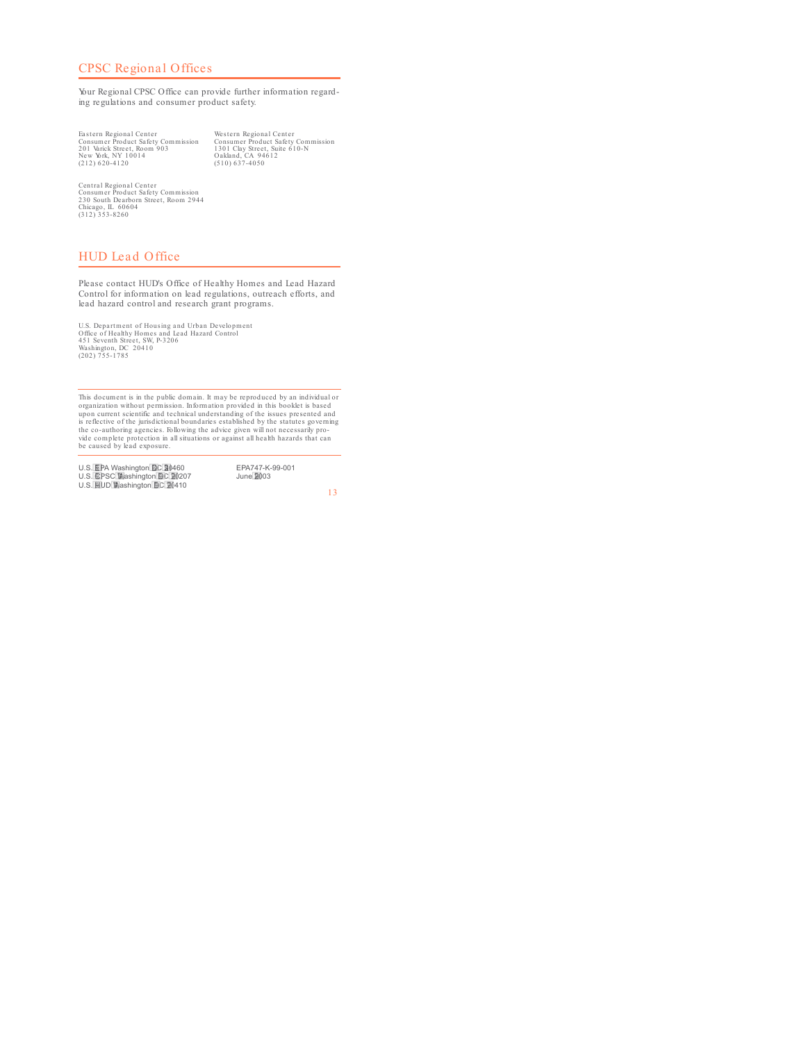## CPSC Regional Offices

Your Regional CPSC Office can provide further information regarding regulations and consumer product safety.

Eastern Regional Center
Consumer Product Safety Commission
201 Varick Street, Room 903
New York, NY 10014
(212) 620-4120

Western Regional Center
Consumer Product Safety Commission
1301 Clay Street, Suite 610-N
Oakland, CA 94612
(510) 637-4050

Central Regional Center
Consumer Product Safety Commission
230 South Dearborn Street, Room 2944
Chicago, IL 60604
(312) 353-8260

## HUD Lead Office

Please contact HUD's Office of Healthy Homes and Lead Hazard Control for information on lead regulations, outreach efforts, and lead hazard control and research grant programs.

U.S. Department of Housing and Urban Development
Office of Healthy Homes and Lead Hazard Control
451 Seventh Street, SW, P-3206
Washington, DC 20410
(202) 755-1785

This document is in the public domain. It may be reproduced by an individual or organization without permission. Information provided in this booklet is based upon current scientific and technical understanding of the issues presented and is reflective of the jurisdictional boundaries established by the statutes governing the co-authoring agencies. Following the advice given will not necessarily provide complete protection in all situations or against all health hazards that can be caused by lead exposure.

U.S. EPA Washington DC 20460
U.S. CPSC Washington DC 20207
U.S. HUD Washington DC 20410

EPA747-K-99-001
June 2003